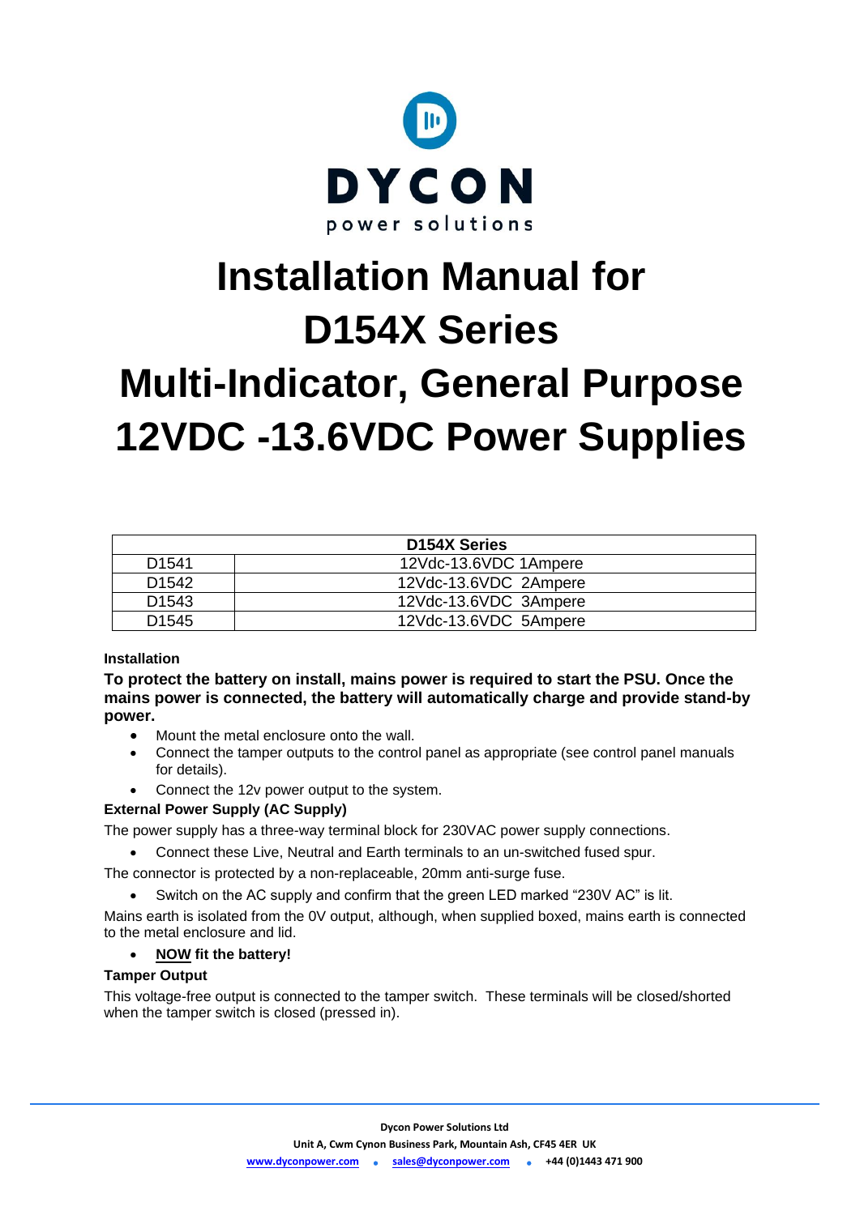DYCON

power solutions

# Installation Manual for D154X Series Multi-Indicator, General Purpose 12VDC -13.6VDC Power Supplies

| D154X Series | |
|---|---|
| D1541 | 12Vdc-13.6VDC 1Ampere |
| D1542 | 12Vdc-13.6VDC 2Ampere |
| D1543 | 12Vdc-13.6VDC 3Ampere |
| D1545 | 12Vdc-13.6VDC 5Ampere |

### Installation

**To protect the battery on install, mains power is required to start the PSU. Once the mains power is connected, the battery will automatically charge and provide stand-by power.**

- Mount the metal enclosure onto the wall.
- Connect the tamper outputs to the control panel as appropriate (see control panel manuals for details).
- Connect the 12v power output to the system.

### External Power Supply (AC Supply)

The power supply has a three-way terminal block for 230VAC power supply connections.

- Connect these Live, Neutral and Earth terminals to an un-switched fused spur.

The connector is protected by a non-replaceable, 20mm anti-surge fuse.

- Switch on the AC supply and confirm that the green LED marked "230V AC" is lit.

Mains earth is isolated from the 0V output, although, when supplied boxed, mains earth is connected to the metal enclosure and lid.

- **NOW fit the battery!**

### Tamper Output

This voltage-free output is connected to the tamper switch. These terminals will be closed/shorted when the tamper switch is closed (pressed in).

Dycon Power Solutions Ltd
Unit A, Cwm Cynon Business Park, Mountain Ash, CF45 4ER UK
www.dyconpower.com • sales@dyconpower.com • +44 (0)1443 471 900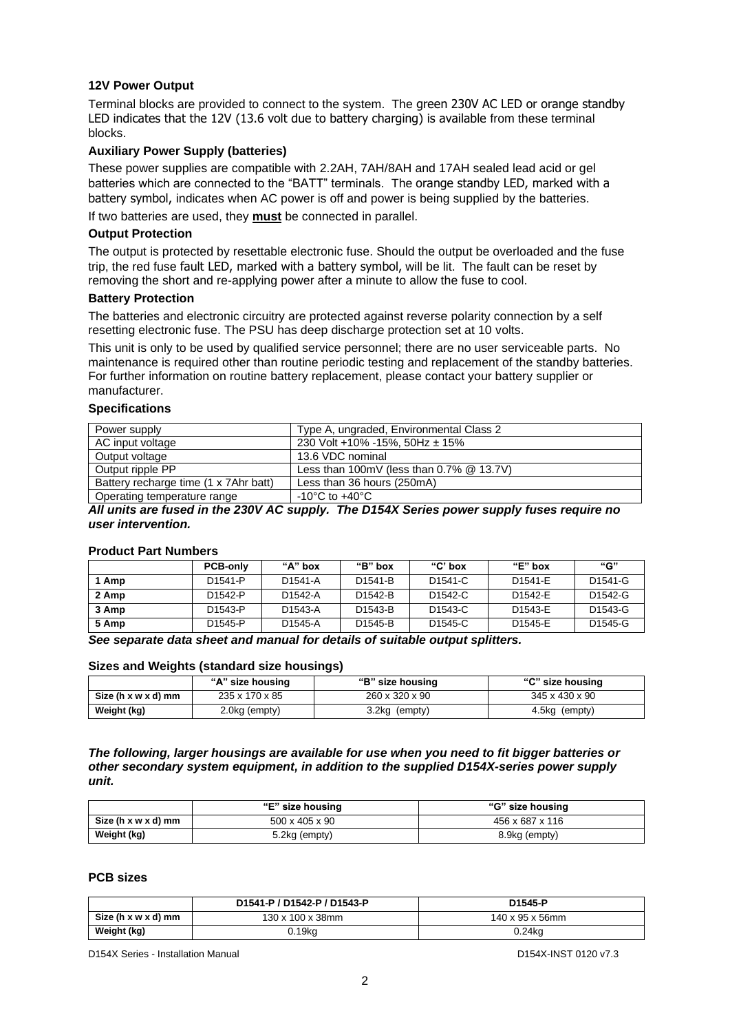### 12V Power Output

Terminal blocks are provided to connect to the system. The green 230V AC LED or orange standby LED indicates that the 12V (13.6 volt due to battery charging) is available from these terminal blocks.

### Auxiliary Power Supply (batteries)

These power supplies are compatible with 2.2AH, 7AH/8AH and 17AH sealed lead acid or gel batteries which are connected to the "BATT" terminals. The orange standby LED, marked with a battery symbol, indicates when AC power is off and power is being supplied by the batteries.

If two batteries are used, they **must** be connected in parallel.

### Output Protection

The output is protected by resettable electronic fuse. Should the output be overloaded and the fuse trip, the red fuse fault LED, marked with a battery symbol, will be lit. The fault can be reset by removing the short and re-applying power after a minute to allow the fuse to cool.

### Battery Protection

The batteries and electronic circuitry are protected against reverse polarity connection by a self resetting electronic fuse. The PSU has deep discharge protection set at 10 volts.

This unit is only to be used by qualified service personnel; there are no user serviceable parts. No maintenance is required other than routine periodic testing and replacement of the standby batteries. For further information on routine battery replacement, please contact your battery supplier or manufacturer.

### Specifications

| | |
|---|---|
| Power supply | Type A, ungraded, Environmental Class 2 |
| AC input voltage | 230 Volt +10% -15%, 50Hz ± 15% |
| Output voltage | 13.6 VDC nominal |
| Output ripple PP | Less than 100mV (less than 0.7% @ 13.7V) |
| Battery recharge time (1 x 7Ahr batt) | Less than 36 hours (250mA) |
| Operating temperature range | -10°C to +40°C |

***All units are fused in the 230V AC supply. The D154X Series power supply fuses require no user intervention.***

### Product Part Numbers

| | PCB-only | "A" box | "B" box | "C' box | "E" box | "G" |
|---|---|---|---|---|---|---|
| **1 Amp** | D1541-P | D1541-A | D1541-B | D1541-C | D1541-E | D1541-G |
| **2 Amp** | D1542-P | D1542-A | D1542-B | D1542-C | D1542-E | D1542-G |
| **3 Amp** | D1543-P | D1543-A | D1543-B | D1543-C | D1543-E | D1543-G |
| **5 Amp** | D1545-P | D1545-A | D1545-B | D1545-C | D1545-E | D1545-G |

***See separate data sheet and manual for details of suitable output splitters.***

### Sizes and Weights (standard size housings)

| | "A" size housing | "B" size housing | "C" size housing |
|---|---|---|---|
| **Size (h x w x d) mm** | 235 x 170 x 85 | 260 x 320 x 90 | 345 x 430 x 90 |
| **Weight (kg)** | 2.0kg (empty) | 3.2kg (empty) | 4.5kg (empty) |

***The following, larger housings are available for use when you need to fit bigger batteries or other secondary system equipment, in addition to the supplied D154X-series power supply unit.***

| | "E" size housing | "G" size housing |
|---|---|---|
| **Size (h x w x d) mm** | 500 x 405 x 90 | 456 x 687 x 116 |
| **Weight (kg)** | 5.2kg (empty) | 8.9kg (empty) |

### PCB sizes

| | D1541-P / D1542-P / D1543-P | D1545-P |
|---|---|---|
| **Size (h x w x d) mm** | 130 x 100 x 38mm | 140 x 95 x 56mm |
| **Weight (kg)** | 0.19kg | 0.24kg |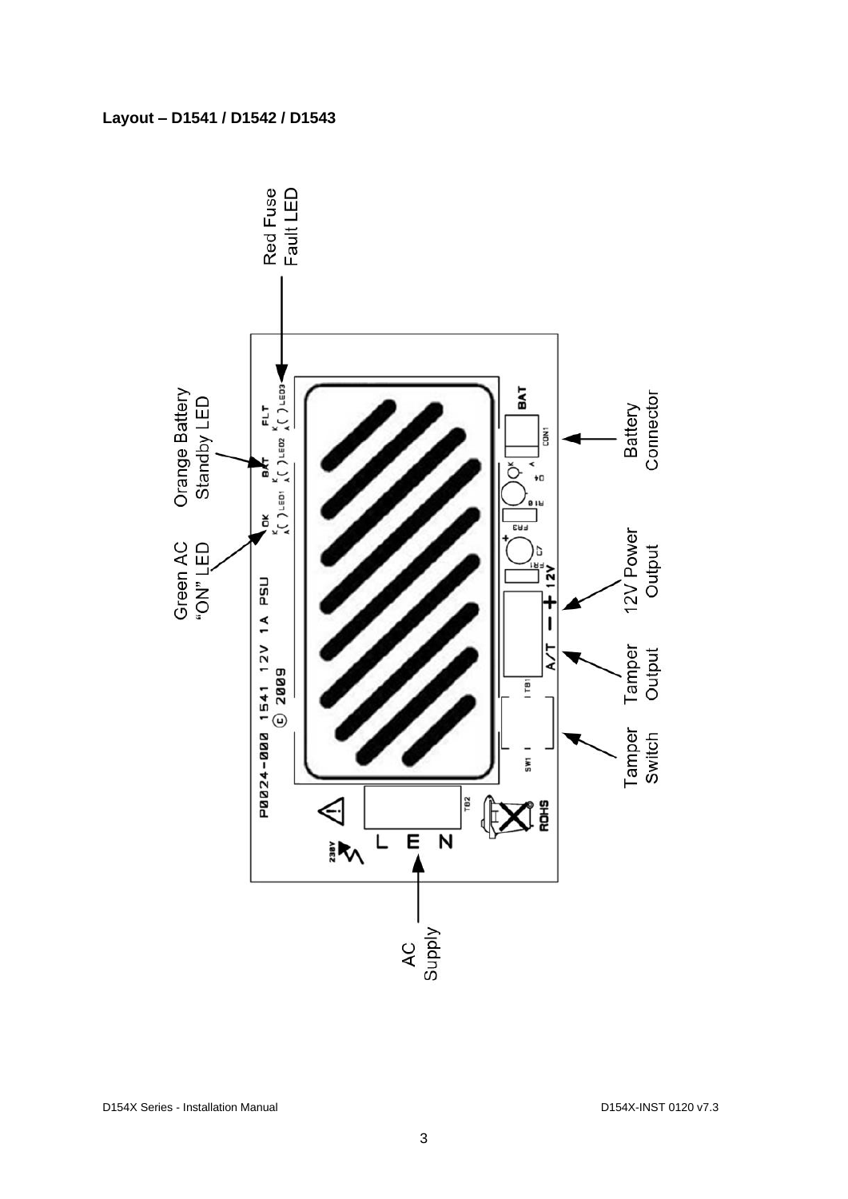**Layout – D1541 / D1542 / D1543**

Red Fuse Fault LED

Orange Battery Standby LED

Green AC "ON" LED

Battery Connector

12V Power Output

Tamper Output

Tamper Switch

AC Supply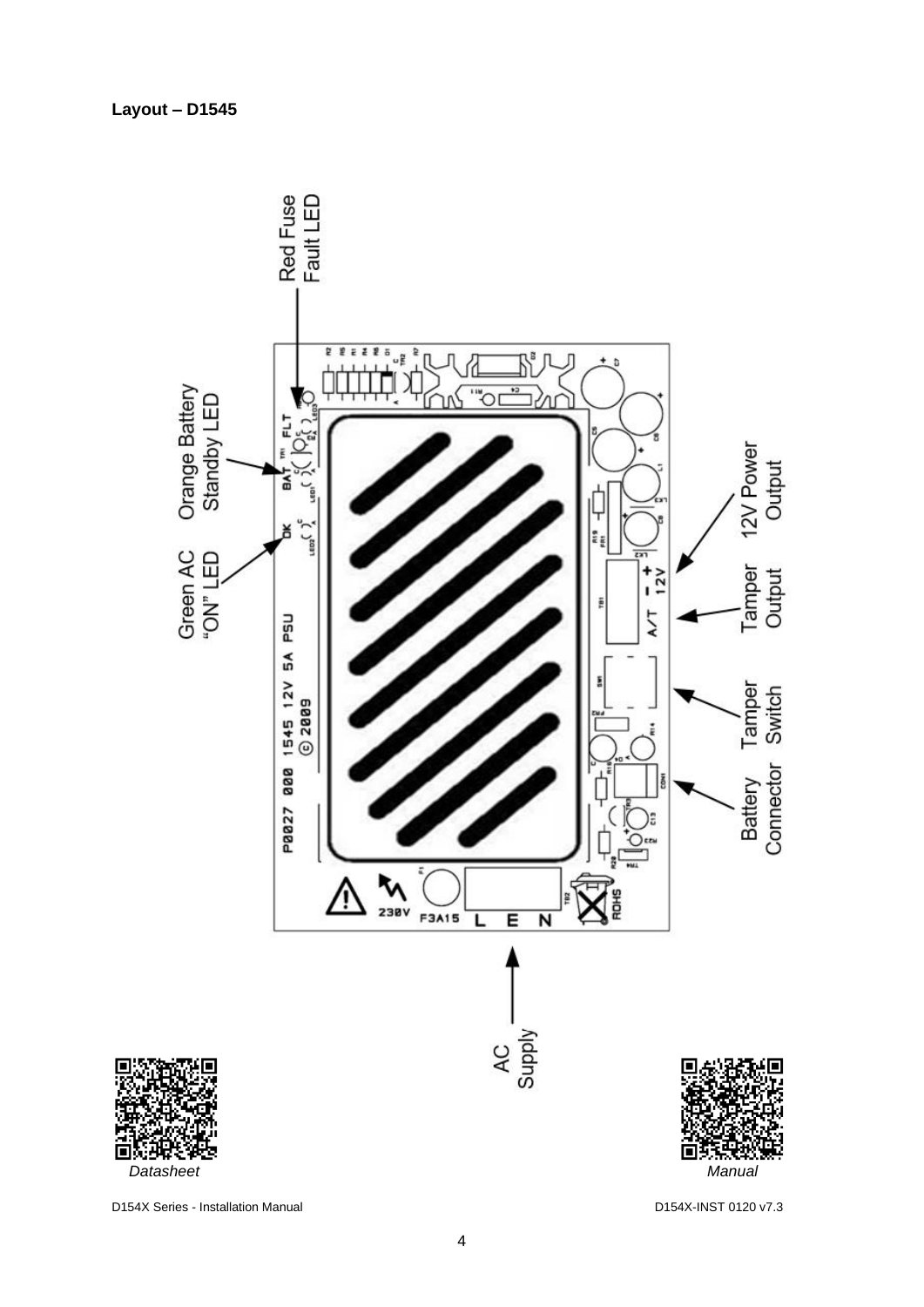**Layout – D1545**

Red Fuse Fault LED

Orange Battery Standby LED

Green AC "ON" LED

12V Power Output

Tamper Output

Tamper Switch

Battery Connector

AC Supply

*Datasheet*

*Manual*